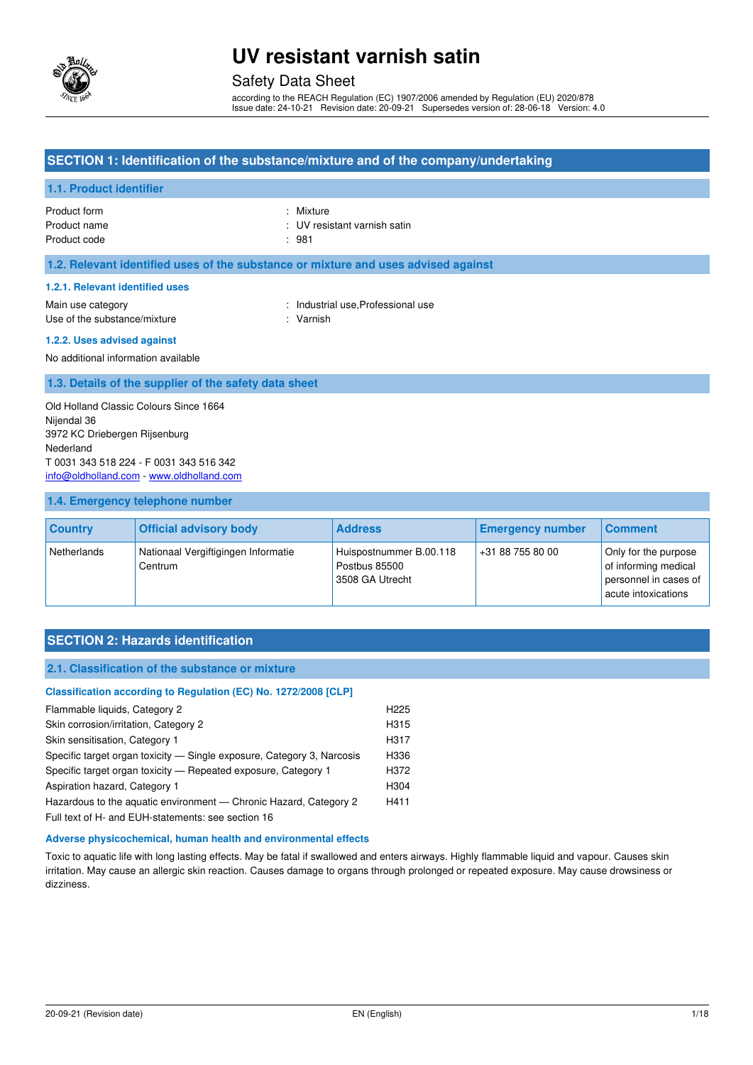# UV resistant varnish satin

Safety Data Sheet

according to the REACH Regulation (EC) 1907/2006 amended by Regulation (EU) 2020/878
Issue date: 24-10-21 Revision date: 20-09-21 Supersedes version of: 28-06-18 Version: 4.0

## SECTION 1: Identification of the substance/mixture and of the company/undertaking

### 1.1. Product identifier

| | |
|---|---|
| Product form | : Mixture |
| Product name | : UV resistant varnish satin |
| Product code | : 981 |

### 1.2. Relevant identified uses of the substance or mixture and uses advised against

#### 1.2.1. Relevant identified uses

| | |
|---|---|
| Main use category | : Industrial use,Professional use |
| Use of the substance/mixture | : Varnish |

#### 1.2.2. Uses advised against

No additional information available

### 1.3. Details of the supplier of the safety data sheet

Old Holland Classic Colours Since 1664
Nijendal 36
3972 KC Driebergen Rijsenburg
Nederland
T 0031 343 518 224 - F 0031 343 516 342
info@oldholland.com - www.oldholland.com

### 1.4. Emergency telephone number

| Country | Official advisory body | Address | Emergency number | Comment |
|---|---|---|---|---|
| Netherlands | Nationaal Vergiftigingen Informatie Centrum | Huispostnummer B.00.118 Postbus 85500 3508 GA Utrecht | +31 88 755 80 00 | Only for the purpose of informing medical personnel in cases of acute intoxications |

## SECTION 2: Hazards identification

### 2.1. Classification of the substance or mixture

#### Classification according to Regulation (EC) No. 1272/2008 [CLP]

| | |
|---|---|
| Flammable liquids, Category 2 | H225 |
| Skin corrosion/irritation, Category 2 | H315 |
| Skin sensitisation, Category 1 | H317 |
| Specific target organ toxicity — Single exposure, Category 3, Narcosis | H336 |
| Specific target organ toxicity — Repeated exposure, Category 1 | H372 |
| Aspiration hazard, Category 1 | H304 |
| Hazardous to the aquatic environment — Chronic Hazard, Category 2 | H411 |

Full text of H- and EUH-statements: see section 16

#### Adverse physicochemical, human health and environmental effects

Toxic to aquatic life with long lasting effects. May be fatal if swallowed and enters airways. Highly flammable liquid and vapour. Causes skin irritation. May cause an allergic skin reaction. Causes damage to organs through prolonged or repeated exposure. May cause drowsiness or dizziness.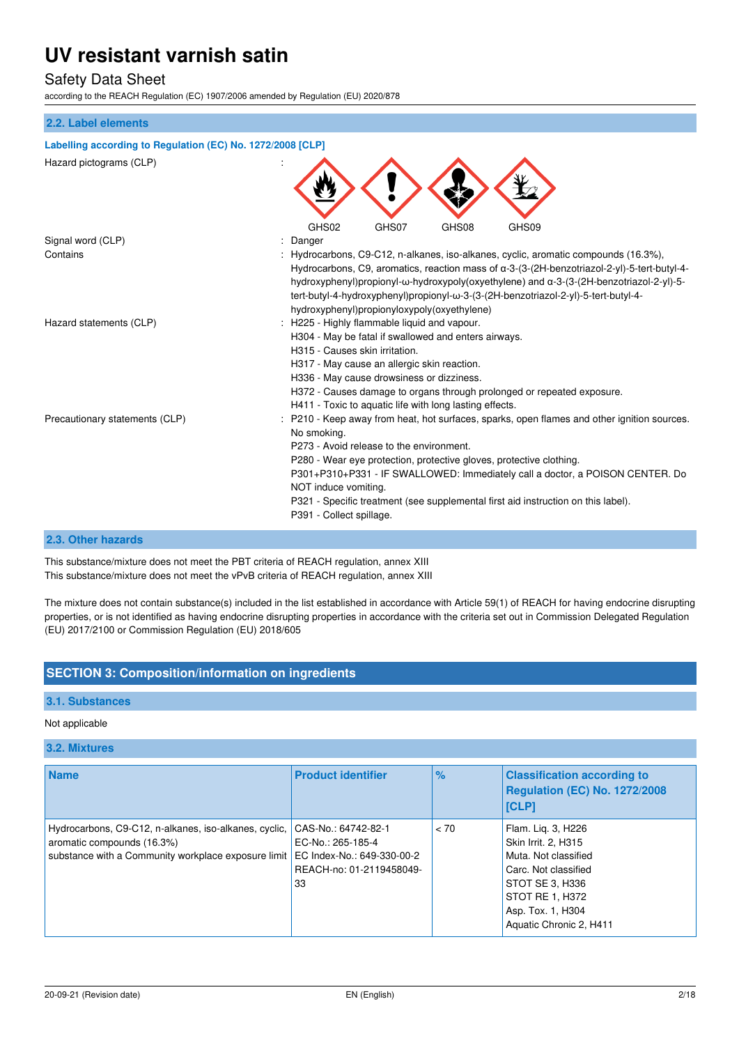## 2.2. Label elements

### Labelling according to Regulation (EC) No. 1272/2008 [CLP]

| | |
|---|---|
| Hazard pictograms (CLP) | : GHS02 GHS07 GHS08 GHS09 |
| Signal word (CLP) | : Danger |
| Contains | : Hydrocarbons, C9-C12, n-alkanes, iso-alkanes, cyclic, aromatic compounds (16.3%), Hydrocarbons, C9, aromatics, reaction mass of α-3-(3-(2H-benzotriazol-2-yl)-5-tert-butyl-4-hydroxyphenyl)propionyl-ω-hydroxypoly(oxyethylene) and α-3-(3-(2H-benzotriazol-2-yl)-5-tert-butyl-4-hydroxyphenyl)propionyl-ω-3-(3-(2H-benzotriazol-2-yl)-5-tert-butyl-4-hydroxyphenyl)propionyloxypoly(oxyethylene) |
| Hazard statements (CLP) | : H225 - Highly flammable liquid and vapour.<br>H304 - May be fatal if swallowed and enters airways.<br>H315 - Causes skin irritation.<br>H317 - May cause an allergic skin reaction.<br>H336 - May cause drowsiness or dizziness.<br>H372 - Causes damage to organs through prolonged or repeated exposure.<br>H411 - Toxic to aquatic life with long lasting effects. |
| Precautionary statements (CLP) | : P210 - Keep away from heat, hot surfaces, sparks, open flames and other ignition sources. No smoking.<br>P273 - Avoid release to the environment.<br>P280 - Wear eye protection, protective gloves, protective clothing.<br>P301+P310+P331 - IF SWALLOWED: Immediately call a doctor, a POISON CENTER. Do NOT induce vomiting.<br>P321 - Specific treatment (see supplemental first aid instruction on this label).<br>P391 - Collect spillage. |

## 2.3. Other hazards

This substance/mixture does not meet the PBT criteria of REACH regulation, annex XIII
This substance/mixture does not meet the vPvB criteria of REACH regulation, annex XIII

The mixture does not contain substance(s) included in the list established in accordance with Article 59(1) of REACH for having endocrine disrupting properties, or is not identified as having endocrine disrupting properties in accordance with the criteria set out in Commission Delegated Regulation (EU) 2017/2100 or Commission Regulation (EU) 2018/605

# SECTION 3: Composition/information on ingredients

## 3.1. Substances

Not applicable

## 3.2. Mixtures

| Name | Product identifier | % | Classification according to Regulation (EC) No. 1272/2008 [CLP] |
|---|---|---|---|
| Hydrocarbons, C9-C12, n-alkanes, iso-alkanes, cyclic, aromatic compounds (16.3%)<br>substance with a Community workplace exposure limit | CAS-No.: 64742-82-1<br>EC-No.: 265-185-4<br>EC Index-No.: 649-330-00-2<br>REACH-no: 01-2119458049-33 | < 70 | Flam. Liq. 3, H226<br>Skin Irrit. 2, H315<br>Muta. Not classified<br>Carc. Not classified<br>STOT SE 3, H336<br>STOT RE 1, H372<br>Asp. Tox. 1, H304<br>Aquatic Chronic 2, H411 |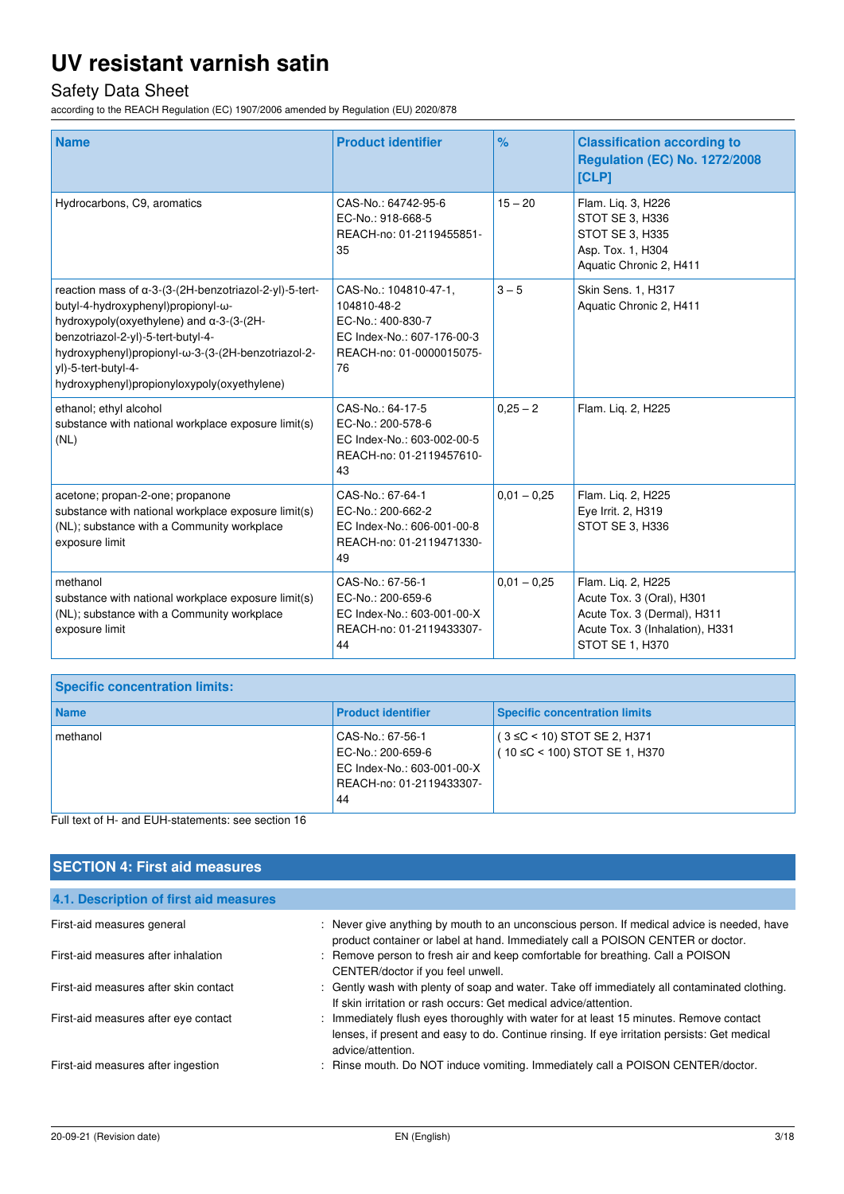| Name | Product identifier | % | Classification according to Regulation (EC) No. 1272/2008 [CLP] |
| --- | --- | --- | --- |
| Hydrocarbons, C9, aromatics | CAS-No.: 64742-95-6<br>EC-No.: 918-668-5<br>REACH-no: 01-2119455851-35 | 15 – 20 | Flam. Liq. 3, H226<br>STOT SE 3, H336<br>STOT SE 3, H335<br>Asp. Tox. 1, H304<br>Aquatic Chronic 2, H411 |
| reaction mass of α-3-(3-(2H-benzotriazol-2-yl)-5-tert-butyl-4-hydroxyphenyl)propionyl-ω-hydroxypoly(oxyethylene) and α-3-(3-(2H-benzotriazol-2-yl)-5-tert-butyl-4-hydroxyphenyl)propionyl-ω-3-(3-(2H-benzotriazol-2-yl)-5-tert-butyl-4-hydroxyphenyl)propionyloxypoly(oxyethylene) | CAS-No.: 104810-47-1, 104810-48-2<br>EC-No.: 400-830-7<br>EC Index-No.: 607-176-00-3<br>REACH-no: 01-0000015075-76 | 3 – 5 | Skin Sens. 1, H317<br>Aquatic Chronic 2, H411 |
| ethanol; ethyl alcohol<br>substance with national workplace exposure limit(s) (NL) | CAS-No.: 64-17-5<br>EC-No.: 200-578-6<br>EC Index-No.: 603-002-00-5<br>REACH-no: 01-2119457610-43 | 0,25 – 2 | Flam. Liq. 2, H225 |
| acetone; propan-2-one; propanone<br>substance with national workplace exposure limit(s) (NL); substance with a Community workplace exposure limit | CAS-No.: 67-64-1<br>EC-No.: 200-662-2<br>EC Index-No.: 606-001-00-8<br>REACH-no: 01-2119471330-49 | 0,01 – 0,25 | Flam. Liq. 2, H225<br>Eye Irrit. 2, H319<br>STOT SE 3, H336 |
| methanol<br>substance with national workplace exposure limit(s) (NL); substance with a Community workplace exposure limit | CAS-No.: 67-56-1<br>EC-No.: 200-659-6<br>EC Index-No.: 603-001-00-X<br>REACH-no: 01-2119433307-44 | 0,01 – 0,25 | Flam. Liq. 2, H225<br>Acute Tox. 3 (Oral), H301<br>Acute Tox. 3 (Dermal), H311<br>Acute Tox. 3 (Inhalation), H331<br>STOT SE 1, H370 |

| Specific concentration limits: | | |
| --- | --- | --- |
| **Name** | **Product identifier** | **Specific concentration limits** |
| methanol | CAS-No.: 67-56-1<br>EC-No.: 200-659-6<br>EC Index-No.: 603-001-00-X<br>REACH-no: 01-2119433307-44 | ( 3 ≤C < 10) STOT SE 2, H371<br>( 10 ≤C < 100) STOT SE 1, H370 |

Full text of H- and EUH-statements: see section 16

## SECTION 4: First aid measures

### 4.1. Description of first aid measures

First-aid measures general : Never give anything by mouth to an unconscious person. If medical advice is needed, have product container or label at hand. Immediately call a POISON CENTER or doctor.

First-aid measures after inhalation : Remove person to fresh air and keep comfortable for breathing. Call a POISON CENTER/doctor if you feel unwell.

First-aid measures after skin contact : Gently wash with plenty of soap and water. Take off immediately all contaminated clothing. If skin irritation or rash occurs: Get medical advice/attention.

First-aid measures after eye contact : Immediately flush eyes thoroughly with water for at least 15 minutes. Remove contact lenses, if present and easy to do. Continue rinsing. If eye irritation persists: Get medical advice/attention.

First-aid measures after ingestion : Rinse mouth. Do NOT induce vomiting. Immediately call a POISON CENTER/doctor.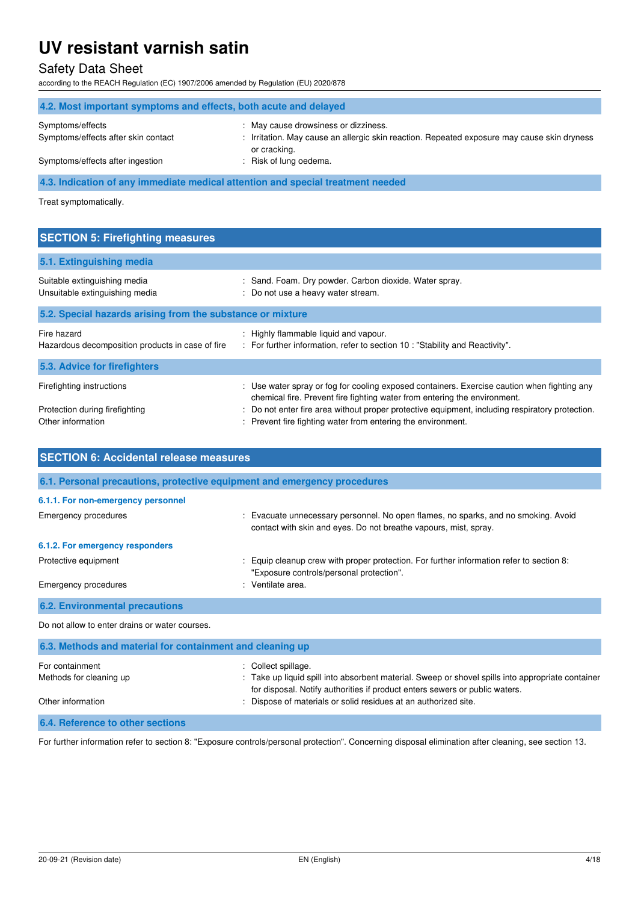### 4.2. Most important symptoms and effects, both acute and delayed

| | |
|---|---|
| Symptoms/effects | : May cause drowsiness or dizziness. |
| Symptoms/effects after skin contact | : Irritation. May cause an allergic skin reaction. Repeated exposure may cause skin dryness or cracking. |
| Symptoms/effects after ingestion | : Risk of lung oedema. |

### 4.3. Indication of any immediate medical attention and special treatment needed

Treat symptomatically.

## SECTION 5: Firefighting measures

### 5.1. Extinguishing media

| | |
|---|---|
| Suitable extinguishing media | : Sand. Foam. Dry powder. Carbon dioxide. Water spray. |
| Unsuitable extinguishing media | : Do not use a heavy water stream. |

### 5.2. Special hazards arising from the substance or mixture

| | |
|---|---|
| Fire hazard | : Highly flammable liquid and vapour. |
| Hazardous decomposition products in case of fire | : For further information, refer to section 10 : "Stability and Reactivity". |

### 5.3. Advice for firefighters

| | |
|---|---|
| Firefighting instructions | : Use water spray or fog for cooling exposed containers. Exercise caution when fighting any chemical fire. Prevent fire fighting water from entering the environment. |
| Protection during firefighting | : Do not enter fire area without proper protective equipment, including respiratory protection. |
| Other information | : Prevent fire fighting water from entering the environment. |

## SECTION 6: Accidental release measures

### 6.1. Personal precautions, protective equipment and emergency procedures

#### 6.1.1. For non-emergency personnel

| | |
|---|---|
| Emergency procedures | : Evacuate unnecessary personnel. No open flames, no sparks, and no smoking. Avoid contact with skin and eyes. Do not breathe vapours, mist, spray. |

#### 6.1.2. For emergency responders

| | |
|---|---|
| Protective equipment | : Equip cleanup crew with proper protection. For further information refer to section 8: "Exposure controls/personal protection". |
| Emergency procedures | : Ventilate area. |

### 6.2. Environmental precautions

Do not allow to enter drains or water courses.

### 6.3. Methods and material for containment and cleaning up

| | |
|---|---|
| For containment | : Collect spillage. |
| Methods for cleaning up | : Take up liquid spill into absorbent material. Sweep or shovel spills into appropriate container for disposal. Notify authorities if product enters sewers or public waters. |
| Other information | : Dispose of materials or solid residues at an authorized site. |

### 6.4. Reference to other sections

For further information refer to section 8: "Exposure controls/personal protection". Concerning disposal elimination after cleaning, see section 13.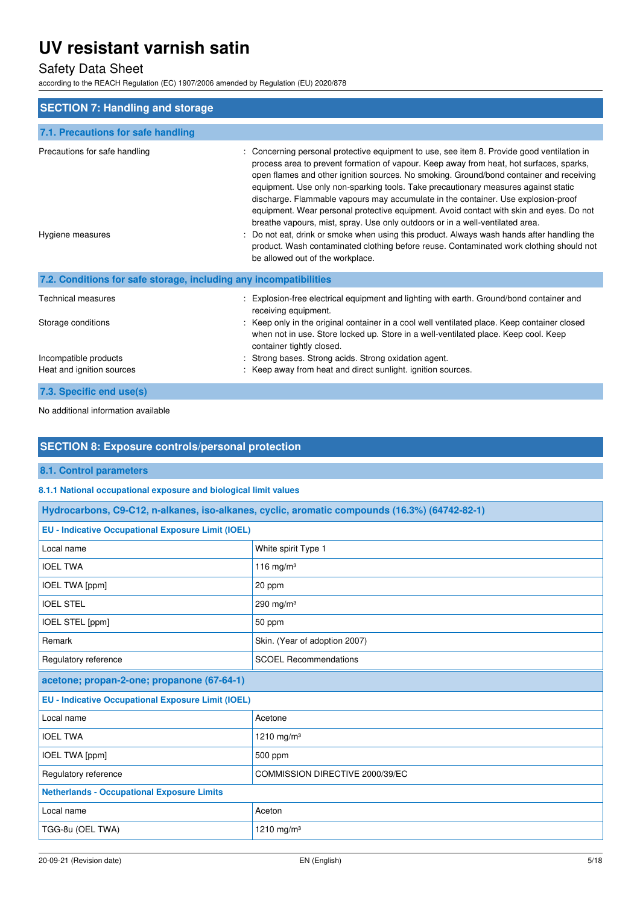## SECTION 7: Handling and storage

### 7.1. Precautions for safe handling

Precautions for safe handling : Concerning personal protective equipment to use, see item 8. Provide good ventilation in process area to prevent formation of vapour. Keep away from heat, hot surfaces, sparks, open flames and other ignition sources. No smoking. Ground/bond container and receiving equipment. Use only non-sparking tools. Take precautionary measures against static discharge. Flammable vapours may accumulate in the container. Use explosion-proof equipment. Wear personal protective equipment. Avoid contact with skin and eyes. Do not breathe vapours, mist, spray. Use only outdoors or in a well-ventilated area.

Hygiene measures : Do not eat, drink or smoke when using this product. Always wash hands after handling the product. Wash contaminated clothing before reuse. Contaminated work clothing should not be allowed out of the workplace.

### 7.2. Conditions for safe storage, including any incompatibilities

Technical measures : Explosion-free electrical equipment and lighting with earth. Ground/bond container and receiving equipment.

Storage conditions : Keep only in the original container in a cool well ventilated place. Keep container closed when not in use. Store locked up. Store in a well-ventilated place. Keep cool. Keep container tightly closed.

Incompatible products : Strong bases. Strong acids. Strong oxidation agent.

Heat and ignition sources : Keep away from heat and direct sunlight. ignition sources.

### 7.3. Specific end use(s)

No additional information available

## SECTION 8: Exposure controls/personal protection

### 8.1. Control parameters

#### 8.1.1 National occupational exposure and biological limit values

| Hydrocarbons, C9-C12, n-alkanes, iso-alkanes, cyclic, aromatic compounds (16.3%) (64742-82-1) | |
|---|---|
| **EU - Indicative Occupational Exposure Limit (IOEL)** | |
| Local name | White spirit Type 1 |
| IOEL TWA | 116 mg/m³ |
| IOEL TWA [ppm] | 20 ppm |
| IOEL STEL | 290 mg/m³ |
| IOEL STEL [ppm] | 50 ppm |
| Remark | Skin. (Year of adoption 2007) |
| Regulatory reference | SCOEL Recommendations |
| **acetone; propan-2-one; propanone (67-64-1)** | |
| **EU - Indicative Occupational Exposure Limit (IOEL)** | |
| Local name | Acetone |
| IOEL TWA | 1210 mg/m³ |
| IOEL TWA [ppm] | 500 ppm |
| Regulatory reference | COMMISSION DIRECTIVE 2000/39/EC |
| **Netherlands - Occupational Exposure Limits** | |
| Local name | Aceton |
| TGG-8u (OEL TWA) | 1210 mg/m³ |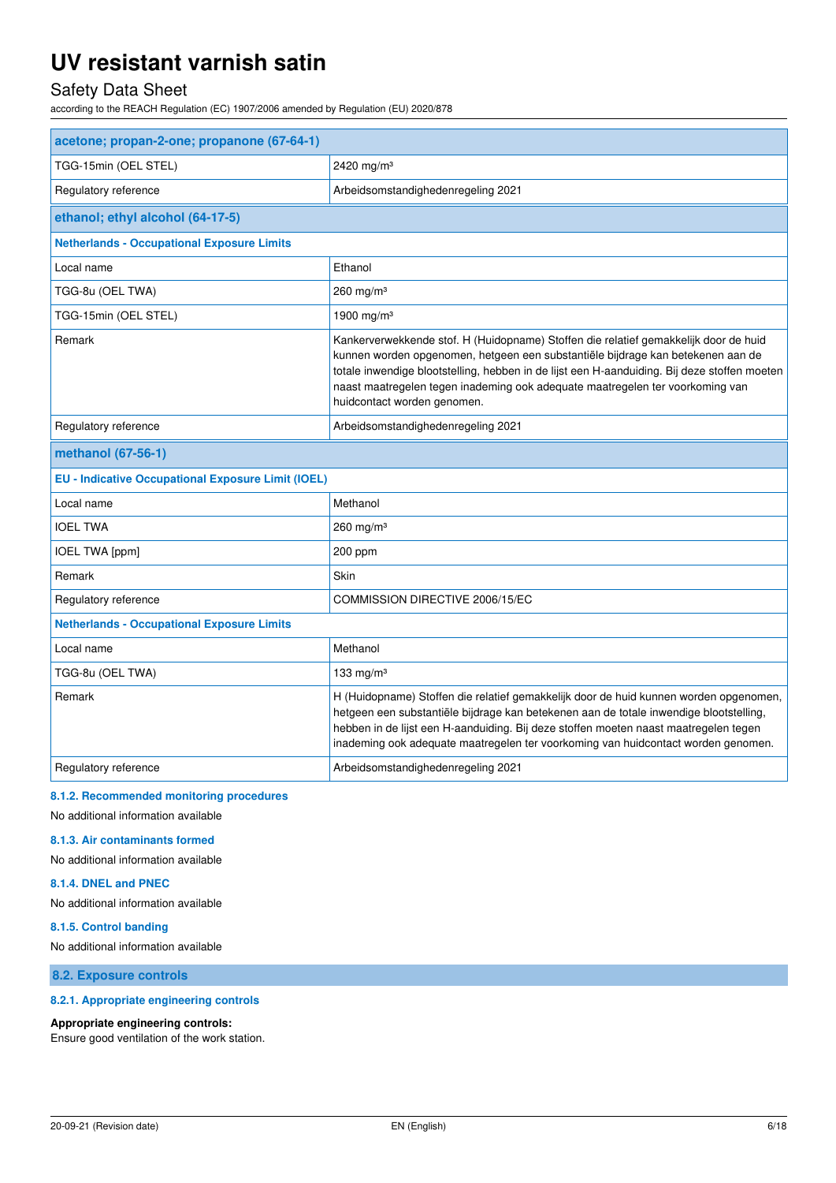| acetone; propan-2-one; propanone (67-64-1) | |
|---|---|
| TGG-15min (OEL STEL) | 2420 mg/m³ |
| Regulatory reference | Arbeidsomstandighedenregeling 2021 |
| **ethanol; ethyl alcohol (64-17-5)** | |
| **Netherlands - Occupational Exposure Limits** | |
| Local name | Ethanol |
| TGG-8u (OEL TWA) | 260 mg/m³ |
| TGG-15min (OEL STEL) | 1900 mg/m³ |
| Remark | Kankerverwekkende stof. H (Huidopname) Stoffen die relatief gemakkelijk door de huid kunnen worden opgenomen, hetgeen een substantiële bijdrage kan betekenen aan de totale inwendige blootstelling, hebben in de lijst een H-aanduiding. Bij deze stoffen moeten naast maatregelen tegen inademing ook adequate maatregelen ter voorkoming van huidcontact worden genomen. |
| Regulatory reference | Arbeidsomstandighedenregeling 2021 |
| **methanol (67-56-1)** | |
| **EU - Indicative Occupational Exposure Limit (IOEL)** | |
| Local name | Methanol |
| IOEL TWA | 260 mg/m³ |
| IOEL TWA [ppm] | 200 ppm |
| Remark | Skin |
| Regulatory reference | COMMISSION DIRECTIVE 2006/15/EC |
| **Netherlands - Occupational Exposure Limits** | |
| Local name | Methanol |
| TGG-8u (OEL TWA) | 133 mg/m³ |
| Remark | H (Huidopname) Stoffen die relatief gemakkelijk door de huid kunnen worden opgenomen, hetgeen een substantiële bijdrage kan betekenen aan de totale inwendige blootstelling, hebben in de lijst een H-aanduiding. Bij deze stoffen moeten naast maatregelen tegen inademing ook adequate maatregelen ter voorkoming van huidcontact worden genomen. |
| Regulatory reference | Arbeidsomstandighedenregeling 2021 |

#### 8.1.2. Recommended monitoring procedures

No additional information available

#### 8.1.3. Air contaminants formed

No additional information available

#### 8.1.4. DNEL and PNEC

No additional information available

#### 8.1.5. Control banding

No additional information available

### 8.2. Exposure controls

#### 8.2.1. Appropriate engineering controls

**Appropriate engineering controls:**
Ensure good ventilation of the work station.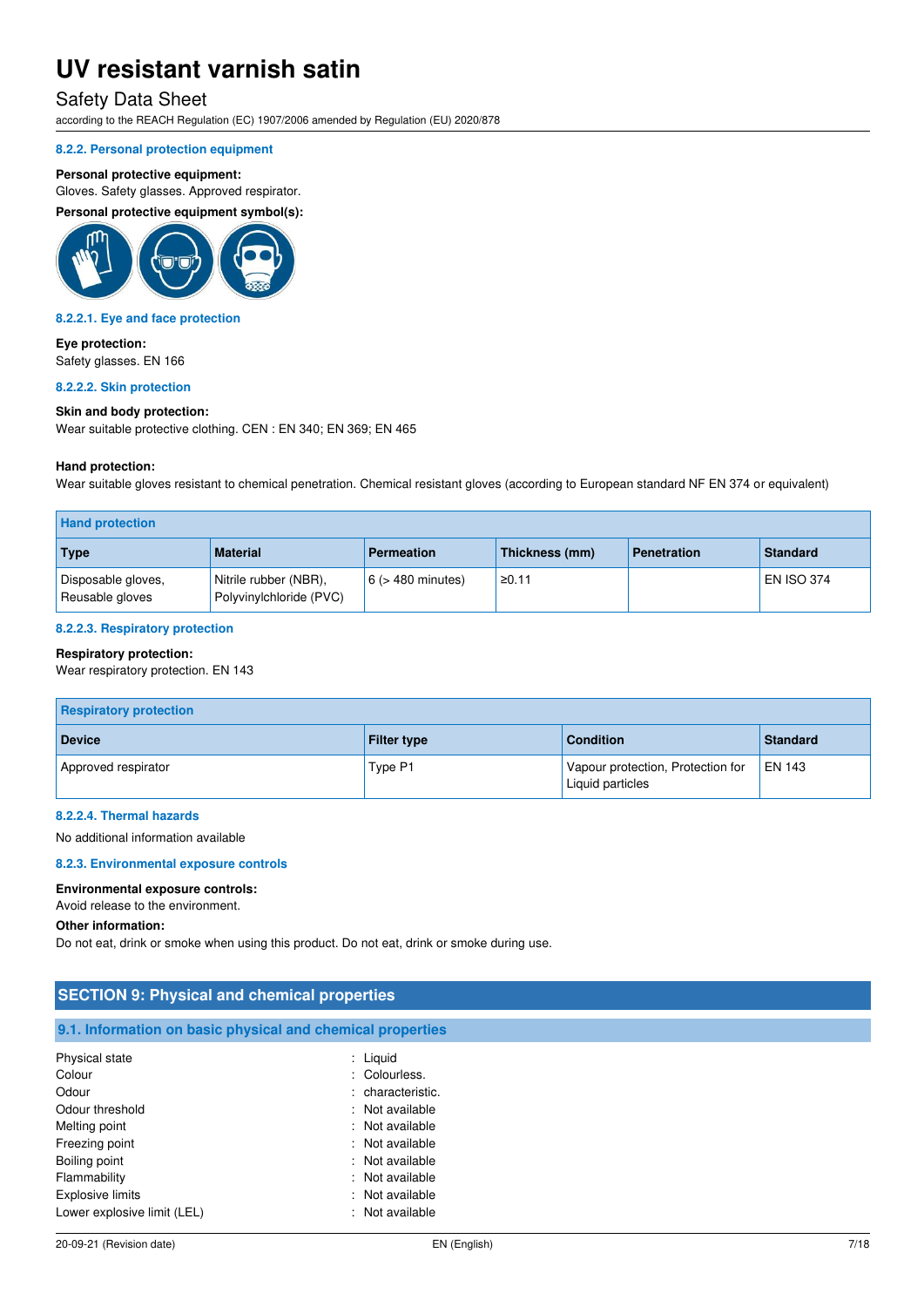#### 8.2.2. Personal protection equipment

**Personal protective equipment:**
Gloves. Safety glasses. Approved respirator.

**Personal protective equipment symbol(s):**

#### 8.2.2.1. Eye and face protection

**Eye protection:**
Safety glasses. EN 166

#### 8.2.2.2. Skin protection

**Skin and body protection:**
Wear suitable protective clothing. CEN : EN 340; EN 369; EN 465

**Hand protection:**
Wear suitable gloves resistant to chemical penetration. Chemical resistant gloves (according to European standard NF EN 374 or equivalent)

| Hand protection | | | | | |
|---|---|---|---|---|---|
| **Type** | **Material** | **Permeation** | **Thickness (mm)** | **Penetration** | **Standard** |
| Disposable gloves, Reusable gloves | Nitrile rubber (NBR), Polyvinylchloride (PVC) | 6 (> 480 minutes) | ≥0.11 | | EN ISO 374 |

#### 8.2.2.3. Respiratory protection

**Respiratory protection:**
Wear respiratory protection. EN 143

| Respiratory protection | | | |
|---|---|---|---|
| **Device** | **Filter type** | **Condition** | **Standard** |
| Approved respirator | Type P1 | Vapour protection, Protection for Liquid particles | EN 143 |

#### 8.2.2.4. Thermal hazards

No additional information available

#### 8.2.3. Environmental exposure controls

**Environmental exposure controls:**
Avoid release to the environment.

**Other information:**
Do not eat, drink or smoke when using this product. Do not eat, drink or smoke during use.

## SECTION 9: Physical and chemical properties

### 9.1. Information on basic physical and chemical properties

| | |
|---|---|
| Physical state | : Liquid |
| Colour | : Colourless. |
| Odour | : characteristic. |
| Odour threshold | : Not available |
| Melting point | : Not available |
| Freezing point | : Not available |
| Boiling point | : Not available |
| Flammability | : Not available |
| Explosive limits | : Not available |
| Lower explosive limit (LEL) | : Not available |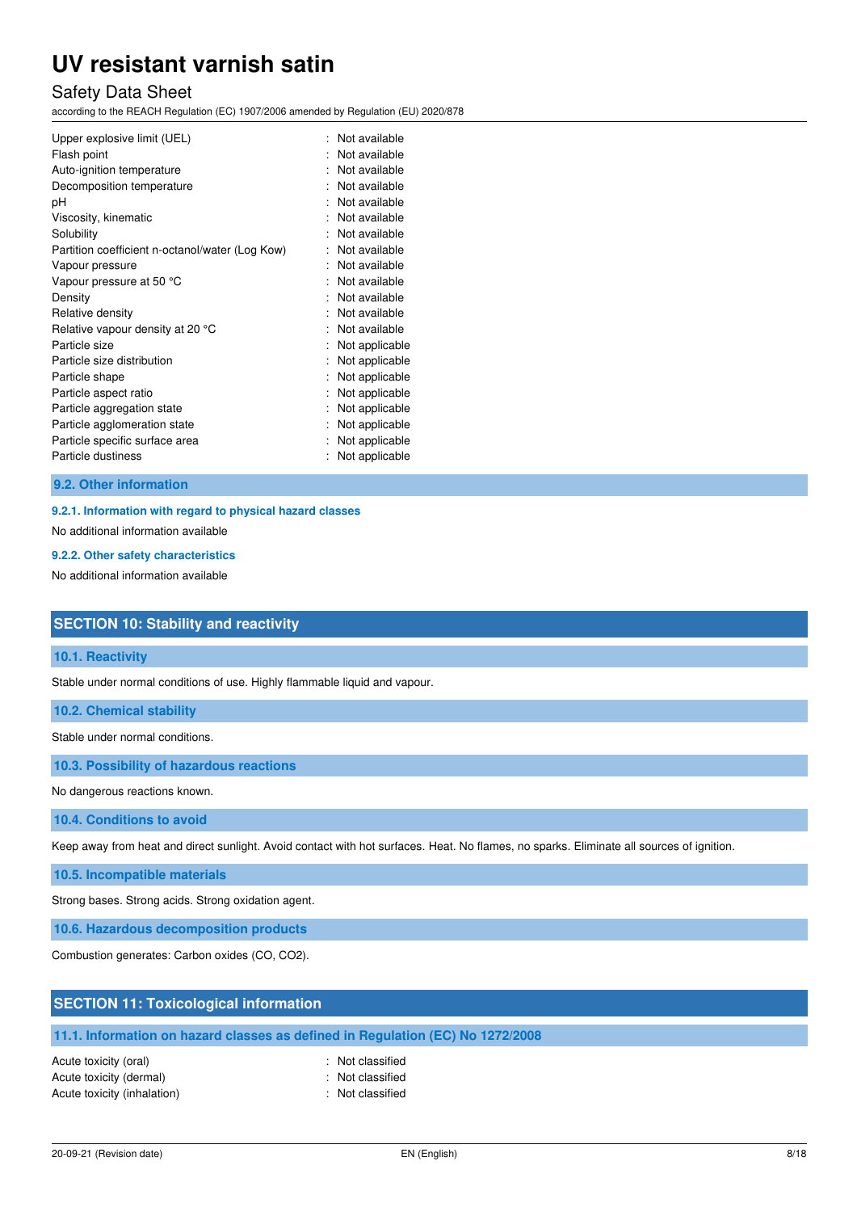| | | |
|---|---|---|
| Upper explosive limit (UEL) | : | Not available |
| Flash point | : | Not available |
| Auto-ignition temperature | : | Not available |
| Decomposition temperature | : | Not available |
| pH | : | Not available |
| Viscosity, kinematic | : | Not available |
| Solubility | : | Not available |
| Partition coefficient n-octanol/water (Log Kow) | : | Not available |
| Vapour pressure | : | Not available |
| Vapour pressure at 50 °C | : | Not available |
| Density | : | Not available |
| Relative density | : | Not available |
| Relative vapour density at 20 °C | : | Not available |
| Particle size | : | Not applicable |
| Particle size distribution | : | Not applicable |
| Particle shape | : | Not applicable |
| Particle aspect ratio | : | Not applicable |
| Particle aggregation state | : | Not applicable |
| Particle agglomeration state | : | Not applicable |
| Particle specific surface area | : | Not applicable |
| Particle dustiness | : | Not applicable |

### 9.2. Other information

#### 9.2.1. Information with regard to physical hazard classes

No additional information available

#### 9.2.2. Other safety characteristics

No additional information available

## SECTION 10: Stability and reactivity

### 10.1. Reactivity

Stable under normal conditions of use. Highly flammable liquid and vapour.

### 10.2. Chemical stability

Stable under normal conditions.

### 10.3. Possibility of hazardous reactions

No dangerous reactions known.

### 10.4. Conditions to avoid

Keep away from heat and direct sunlight. Avoid contact with hot surfaces. Heat. No flames, no sparks. Eliminate all sources of ignition.

### 10.5. Incompatible materials

Strong bases. Strong acids. Strong oxidation agent.

### 10.6. Hazardous decomposition products

Combustion generates: Carbon oxides (CO, $CO_2$).

## SECTION 11: Toxicological information

### 11.1. Information on hazard classes as defined in Regulation (EC) No 1272/2008

| | | |
|---|---|---|
| Acute toxicity (oral) | : | Not classified |
| Acute toxicity (dermal) | : | Not classified |
| Acute toxicity (inhalation) | : | Not classified |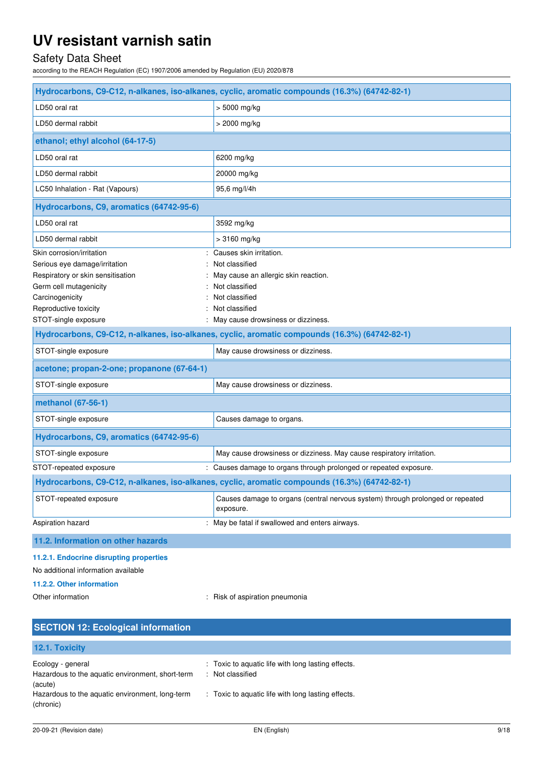| Hydrocarbons, C9-C12, n-alkanes, iso-alkanes, cyclic, aromatic compounds (16.3%) (64742-82-1) | |
|---|---|
| LD50 oral rat | > 5000 mg/kg |
| LD50 dermal rabbit | > 2000 mg/kg |
| **ethanol; ethyl alcohol (64-17-5)** | |
| LD50 oral rat | 6200 mg/kg |
| LD50 dermal rabbit | 20000 mg/kg |
| LC50 Inhalation - Rat (Vapours) | 95,6 mg/l/4h |
| **Hydrocarbons, C9, aromatics (64742-95-6)** | |
| LD50 oral rat | 3592 mg/kg |
| LD50 dermal rabbit | > 3160 mg/kg |

Skin corrosion/irritation : Causes skin irritation.
Serious eye damage/irritation : Not classified
Respiratory or skin sensitisation : May cause an allergic skin reaction.
Germ cell mutagenicity : Not classified
Carcinogenicity : Not classified
Reproductive toxicity : Not classified
STOT-single exposure : May cause drowsiness or dizziness.

| Hydrocarbons, C9-C12, n-alkanes, iso-alkanes, cyclic, aromatic compounds (16.3%) (64742-82-1) | |
|---|---|
| STOT-single exposure | May cause drowsiness or dizziness. |
| **acetone; propan-2-one; propanone (67-64-1)** | |
| STOT-single exposure | May cause drowsiness or dizziness. |
| **methanol (67-56-1)** | |
| STOT-single exposure | Causes damage to organs. |
| **Hydrocarbons, C9, aromatics (64742-95-6)** | |
| STOT-single exposure | May cause drowsiness or dizziness. May cause respiratory irritation. |

STOT-repeated exposure : Causes damage to organs through prolonged or repeated exposure.

| Hydrocarbons, C9-C12, n-alkanes, iso-alkanes, cyclic, aromatic compounds (16.3%) (64742-82-1) | |
|---|---|
| STOT-repeated exposure | Causes damage to organs (central nervous system) through prolonged or repeated exposure. |

Aspiration hazard : May be fatal if swallowed and enters airways.

### 11.2. Information on other hazards

#### 11.2.1. Endocrine disrupting properties

No additional information available

#### 11.2.2. Other information

Other information : Risk of aspiration pneumonia

## SECTION 12: Ecological information

### 12.1. Toxicity

Ecology - general : Toxic to aquatic life with long lasting effects.
Hazardous to the aquatic environment, short-term (acute) : Not classified
Hazardous to the aquatic environment, long-term (chronic) : Toxic to aquatic life with long lasting effects.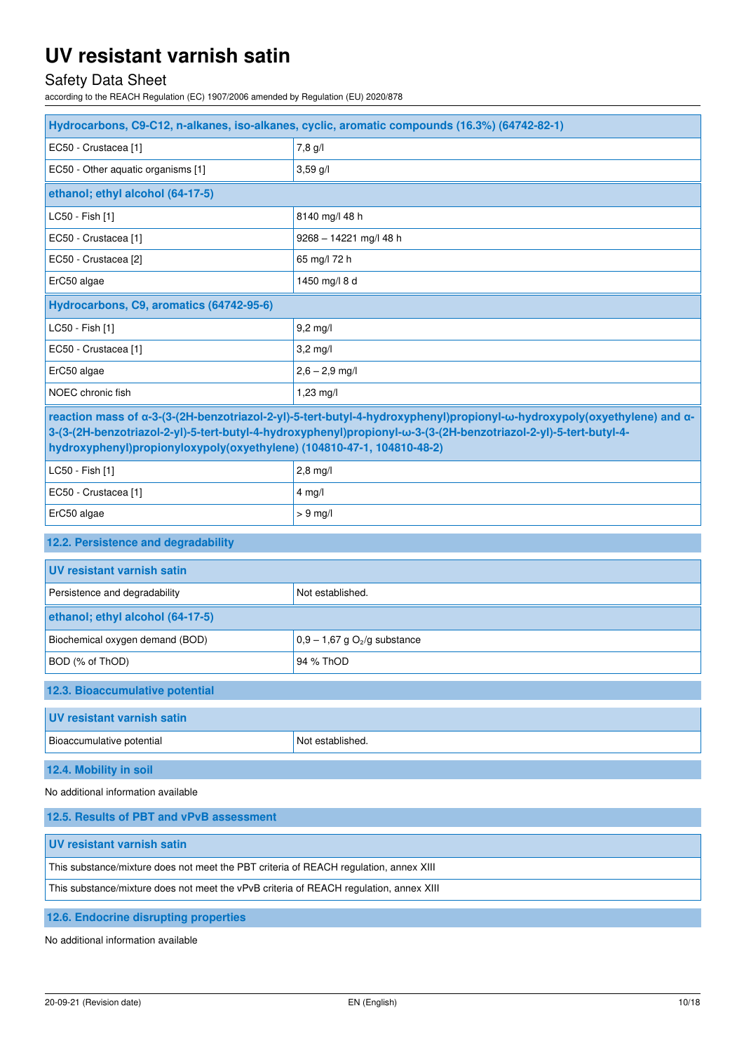| Hydrocarbons, C9-C12, n-alkanes, iso-alkanes, cyclic, aromatic compounds (16.3%) (64742-82-1) | |
|---|---|
| EC50 - Crustacea [1] | 7,8 g/l |
| EC50 - Other aquatic organisms [1] | 3,59 g/l |
| **ethanol; ethyl alcohol (64-17-5)** | |
| LC50 - Fish [1] | 8140 mg/l 48 h |
| EC50 - Crustacea [1] | 9268 – 14221 mg/l 48 h |
| EC50 - Crustacea [2] | 65 mg/l 72 h |
| ErC50 algae | 1450 mg/l 8 d |
| **Hydrocarbons, C9, aromatics (64742-95-6)** | |
| LC50 - Fish [1] | 9,2 mg/l |
| EC50 - Crustacea [1] | 3,2 mg/l |
| ErC50 algae | 2,6 – 2,9 mg/l |
| NOEC chronic fish | 1,23 mg/l |
| **reaction mass of α-3-(3-(2H-benzotriazol-2-yl)-5-tert-butyl-4-hydroxyphenyl)propionyl-ω-hydroxypoly(oxyethylene) and α-3-(3-(2H-benzotriazol-2-yl)-5-tert-butyl-4-hydroxyphenyl)propionyl-ω-3-(3-(2H-benzotriazol-2-yl)-5-tert-butyl-4-hydroxyphenyl)propionyloxypoly(oxyethylene) (104810-47-1, 104810-48-2)** | |
| LC50 - Fish [1] | 2,8 mg/l |
| EC50 - Crustacea [1] | 4 mg/l |
| ErC50 algae | > 9 mg/l |

### 12.2. Persistence and degradability

| UV resistant varnish satin | |
|---|---|
| Persistence and degradability | Not established. |
| **ethanol; ethyl alcohol (64-17-5)** | |
| Biochemical oxygen demand (BOD) | 0,9 – 1,67 g $O_2$/g substance |
| BOD (% of ThOD) | 94 % ThOD |

### 12.3. Bioaccumulative potential

| UV resistant varnish satin | |
|---|---|
| Bioaccumulative potential | Not established. |

### 12.4. Mobility in soil

No additional information available

### 12.5. Results of PBT and vPvB assessment

| UV resistant varnish satin |
|---|
| This substance/mixture does not meet the PBT criteria of REACH regulation, annex XIII |
| This substance/mixture does not meet the vPvB criteria of REACH regulation, annex XIII |

### 12.6. Endocrine disrupting properties

No additional information available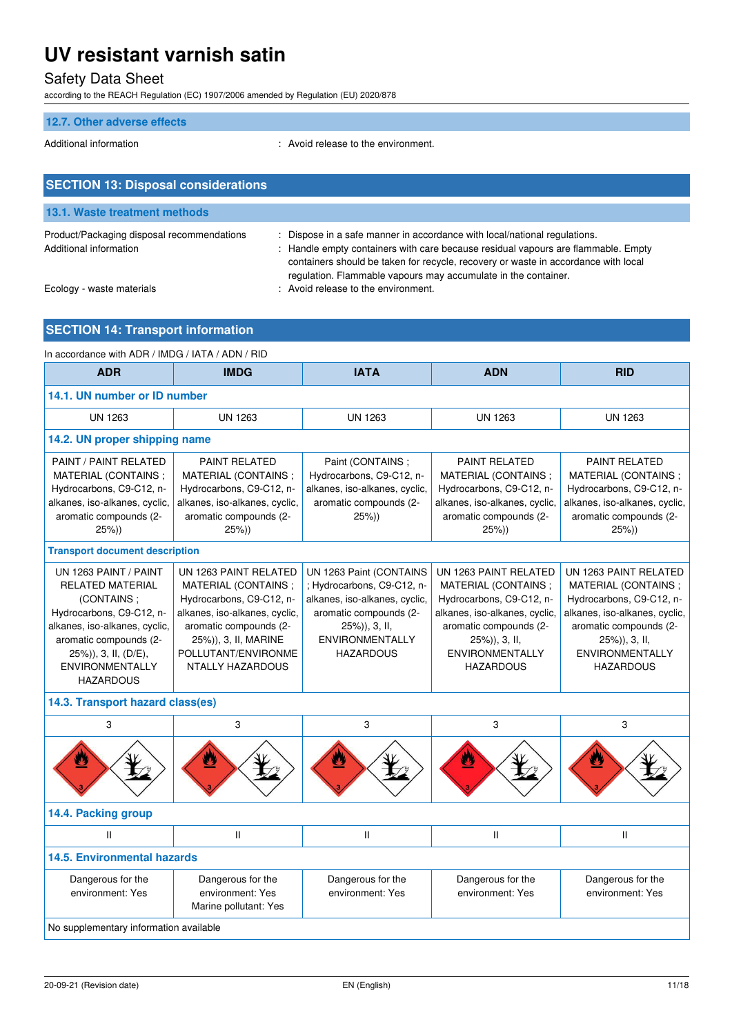### 12.7. Other adverse effects

Additional information : Avoid release to the environment.

## SECTION 13: Disposal considerations

### 13.1. Waste treatment methods

Product/Packaging disposal recommendations : Dispose in a safe manner in accordance with local/national regulations.

Additional information : Handle empty containers with care because residual vapours are flammable. Empty containers should be taken for recycle, recovery or waste in accordance with local regulation. Flammable vapours may accumulate in the container.

Ecology - waste materials : Avoid release to the environment.

## SECTION 14: Transport information

In accordance with ADR / IMDG / IATA / ADN / RID

| ADR | IMDG | IATA | ADN | RID |
|---|---|---|---|---|
| **14.1. UN number or ID number** | | | | |
| UN 1263 | UN 1263 | UN 1263 | UN 1263 | UN 1263 |
| **14.2. UN proper shipping name** | | | | |
| PAINT / PAINT RELATED MATERIAL (CONTAINS ; Hydrocarbons, C9-C12, n-alkanes, iso-alkanes, cyclic, aromatic compounds (2-25%)) | PAINT RELATED MATERIAL (CONTAINS ; Hydrocarbons, C9-C12, n-alkanes, iso-alkanes, cyclic, aromatic compounds (2-25%)) | Paint (CONTAINS ; Hydrocarbons, C9-C12, n-alkanes, iso-alkanes, cyclic, aromatic compounds (2-25%)) | PAINT RELATED MATERIAL (CONTAINS ; Hydrocarbons, C9-C12, n-alkanes, iso-alkanes, cyclic, aromatic compounds (2-25%)) | PAINT RELATED MATERIAL (CONTAINS ; Hydrocarbons, C9-C12, n-alkanes, iso-alkanes, cyclic, aromatic compounds (2-25%)) |
| **Transport document description** | | | | |
| UN 1263 PAINT / PAINT RELATED MATERIAL (CONTAINS ; Hydrocarbons, C9-C12, n-alkanes, iso-alkanes, cyclic, aromatic compounds (2-25%)), 3, II, (D/E), ENVIRONMENTALLY HAZARDOUS | UN 1263 PAINT RELATED MATERIAL (CONTAINS ; Hydrocarbons, C9-C12, n-alkanes, iso-alkanes, cyclic, aromatic compounds (2-25%)), 3, II, MARINE POLLUTANT/ENVIRONMENTALLY HAZARDOUS | UN 1263 Paint (CONTAINS ; Hydrocarbons, C9-C12, n-alkanes, iso-alkanes, cyclic, aromatic compounds (2-25%)), 3, II, ENVIRONMENTALLY HAZARDOUS | UN 1263 PAINT RELATED MATERIAL (CONTAINS ; Hydrocarbons, C9-C12, n-alkanes, iso-alkanes, cyclic, aromatic compounds (2-25%)), 3, II, ENVIRONMENTALLY HAZARDOUS | UN 1263 PAINT RELATED MATERIAL (CONTAINS ; Hydrocarbons, C9-C12, n-alkanes, iso-alkanes, cyclic, aromatic compounds (2-25%)), 3, II, ENVIRONMENTALLY HAZARDOUS |
| **14.3. Transport hazard class(es)** | | | | |
| 3 | 3 | 3 | 3 | 3 |
| **14.4. Packing group** | | | | |
| II | II | II | II | II |
| **14.5. Environmental hazards** | | | | |
| Dangerous for the environment: Yes | Dangerous for the environment: Yes<br>Marine pollutant: Yes | Dangerous for the environment: Yes | Dangerous for the environment: Yes | Dangerous for the environment: Yes |

No supplementary information available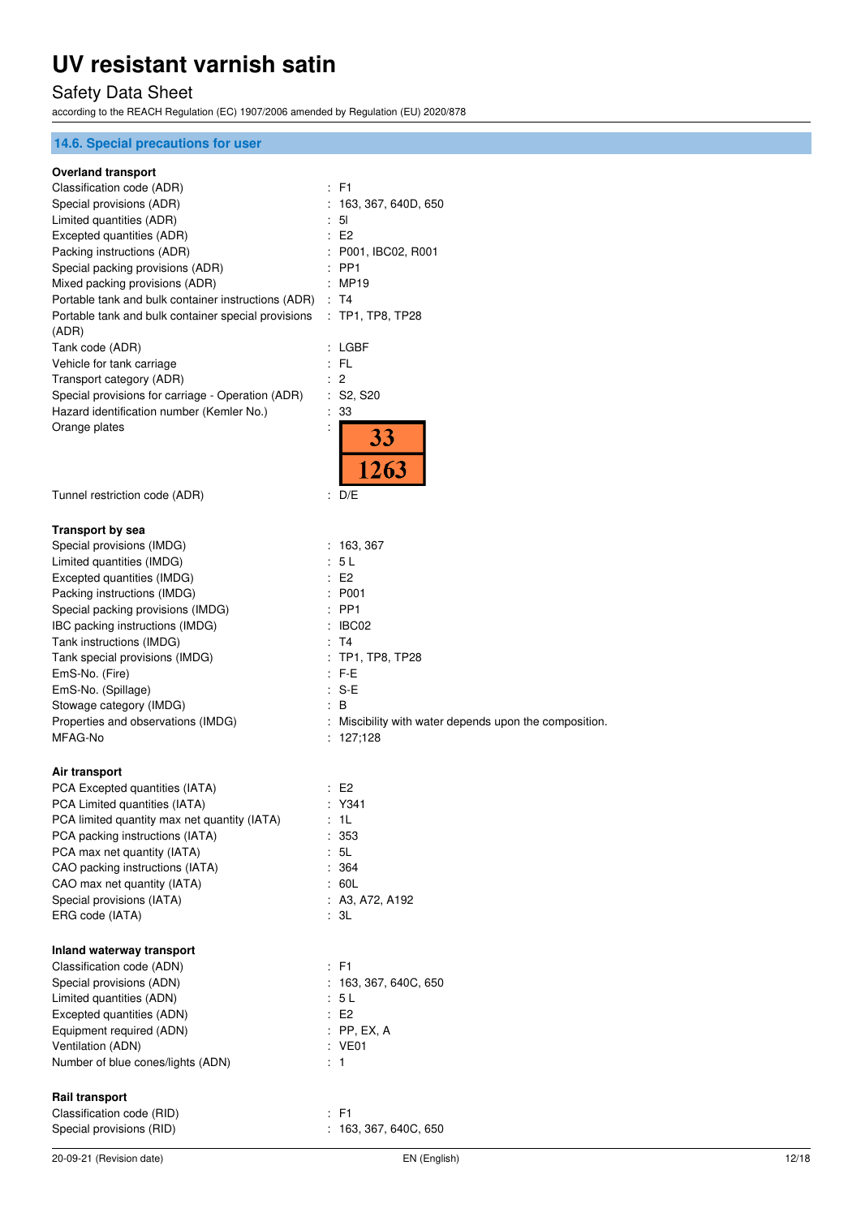## 14.6. Special precautions for user

**Overland transport**

| | |
|---|---|
| Classification code (ADR) | : F1 |
| Special provisions (ADR) | : 163, 367, 640D, 650 |
| Limited quantities (ADR) | : 5l |
| Excepted quantities (ADR) | : E2 |
| Packing instructions (ADR) | : P001, IBC02, R001 |
| Special packing provisions (ADR) | : PP1 |
| Mixed packing provisions (ADR) | : MP19 |
| Portable tank and bulk container instructions (ADR) | : T4 |
| Portable tank and bulk container special provisions (ADR) | : TP1, TP8, TP28 |
| Tank code (ADR) | : LGBF |
| Vehicle for tank carriage | : FL |
| Transport category (ADR) | : 2 |
| Special provisions for carriage - Operation (ADR) | : S2, S20 |
| Hazard identification number (Kemler No.) | : 33 |
| Orange plates | : 33 / 1263 |
| Tunnel restriction code (ADR) | : D/E |

**Transport by sea**

| | |
|---|---|
| Special provisions (IMDG) | : 163, 367 |
| Limited quantities (IMDG) | : 5 L |
| Excepted quantities (IMDG) | : E2 |
| Packing instructions (IMDG) | : P001 |
| Special packing provisions (IMDG) | : PP1 |
| IBC packing instructions (IMDG) | : IBC02 |
| Tank instructions (IMDG) | : T4 |
| Tank special provisions (IMDG) | : TP1, TP8, TP28 |
| EmS-No. (Fire) | : F-E |
| EmS-No. (Spillage) | : S-E |
| Stowage category (IMDG) | : B |
| Properties and observations (IMDG) | : Miscibility with water depends upon the composition. |
| MFAG-No | : 127;128 |

**Air transport**

| | |
|---|---|
| PCA Excepted quantities (IATA) | : E2 |
| PCA Limited quantities (IATA) | : Y341 |
| PCA limited quantity max net quantity (IATA) | : 1L |
| PCA packing instructions (IATA) | : 353 |
| PCA max net quantity (IATA) | : 5L |
| CAO packing instructions (IATA) | : 364 |
| CAO max net quantity (IATA) | : 60L |
| Special provisions (IATA) | : A3, A72, A192 |
| ERG code (IATA) | : 3L |

**Inland waterway transport**

| | |
|---|---|
| Classification code (ADN) | : F1 |
| Special provisions (ADN) | : 163, 367, 640C, 650 |
| Limited quantities (ADN) | : 5 L |
| Excepted quantities (ADN) | : E2 |
| Equipment required (ADN) | : PP, EX, A |
| Ventilation (ADN) | : VE01 |
| Number of blue cones/lights (ADN) | : 1 |

**Rail transport**

| | |
|---|---|
| Classification code (RID) | : F1 |
| Special provisions (RID) | : 163, 367, 640C, 650 |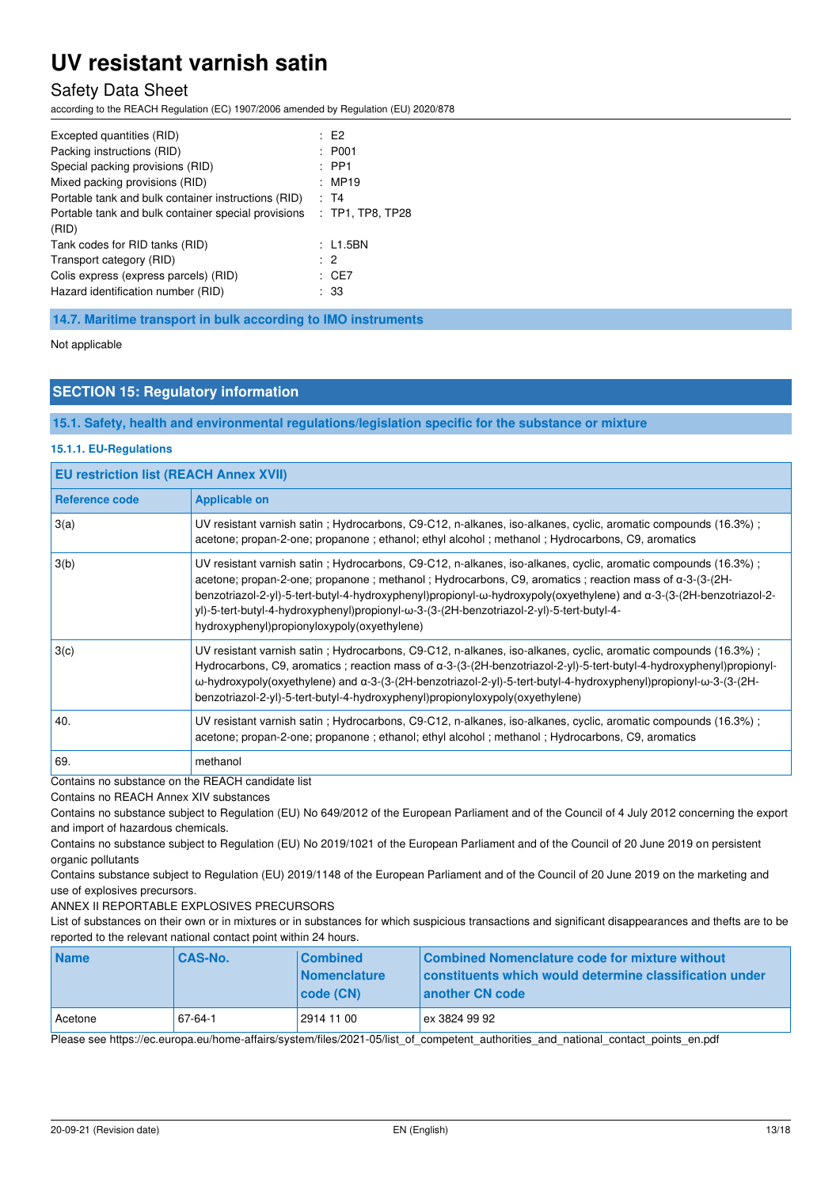| | |
|---|---|
| Excepted quantities (RID) | : E2 |
| Packing instructions (RID) | : P001 |
| Special packing provisions (RID) | : PP1 |
| Mixed packing provisions (RID) | : MP19 |
| Portable tank and bulk container instructions (RID) | : T4 |
| Portable tank and bulk container special provisions (RID) | : TP1, TP8, TP28 |
| Tank codes for RID tanks (RID) | : L1.5BN |
| Transport category (RID) | : 2 |
| Colis express (express parcels) (RID) | : CE7 |
| Hazard identification number (RID) | : 33 |

### 14.7. Maritime transport in bulk according to IMO instruments

Not applicable

## SECTION 15: Regulatory information

### 15.1. Safety, health and environmental regulations/legislation specific for the substance or mixture

#### 15.1.1. EU-Regulations

| EU restriction list (REACH Annex XVII) | |
|---|---|
| **Reference code** | **Applicable on** |
| 3(a) | UV resistant varnish satin ; Hydrocarbons, C9-C12, n-alkanes, iso-alkanes, cyclic, aromatic compounds (16.3%) ; acetone; propan-2-one; propanone ; ethanol; ethyl alcohol ; methanol ; Hydrocarbons, C9, aromatics |
| 3(b) | UV resistant varnish satin ; Hydrocarbons, C9-C12, n-alkanes, iso-alkanes, cyclic, aromatic compounds (16.3%) ; acetone; propan-2-one; propanone ; methanol ; Hydrocarbons, C9, aromatics ; reaction mass of α-3-(3-(2H-benzotriazol-2-yl)-5-tert-butyl-4-hydroxyphenyl)propionyl-ω-hydroxypoly(oxyethylene) and α-3-(3-(2H-benzotriazol-2-yl)-5-tert-butyl-4-hydroxyphenyl)propionyl-ω-3-(3-(2H-benzotriazol-2-yl)-5-tert-butyl-4-hydroxyphenyl)propionyloxypoly(oxyethylene) |
| 3(c) | UV resistant varnish satin ; Hydrocarbons, C9-C12, n-alkanes, iso-alkanes, cyclic, aromatic compounds (16.3%) ; Hydrocarbons, C9, aromatics ; reaction mass of α-3-(3-(2H-benzotriazol-2-yl)-5-tert-butyl-4-hydroxyphenyl)propionyl-ω-hydroxypoly(oxyethylene) and α-3-(3-(2H-benzotriazol-2-yl)-5-tert-butyl-4-hydroxyphenyl)propionyl-ω-3-(3-(2H-benzotriazol-2-yl)-5-tert-butyl-4-hydroxyphenyl)propionyloxypoly(oxyethylene) |
| 40. | UV resistant varnish satin ; Hydrocarbons, C9-C12, n-alkanes, iso-alkanes, cyclic, aromatic compounds (16.3%) ; acetone; propan-2-one; propanone ; ethanol; ethyl alcohol ; methanol ; Hydrocarbons, C9, aromatics |
| 69. | methanol |

Contains no substance on the REACH candidate list

Contains no REACH Annex XIV substances

Contains no substance subject to Regulation (EU) No 649/2012 of the European Parliament and of the Council of 4 July 2012 concerning the export and import of hazardous chemicals.

Contains no substance subject to Regulation (EU) No 2019/1021 of the European Parliament and of the Council of 20 June 2019 on persistent organic pollutants

Contains substance subject to Regulation (EU) 2019/1148 of the European Parliament and of the Council of 20 June 2019 on the marketing and use of explosives precursors.

ANNEX II REPORTABLE EXPLOSIVES PRECURSORS

List of substances on their own or in mixtures or in substances for which suspicious transactions and significant disappearances and thefts are to be reported to the relevant national contact point within 24 hours.

| Name | CAS-No. | Combined Nomenclature code (CN) | Combined Nomenclature code for mixture without constituents which would determine classification under another CN code |
|---|---|---|---|
| Acetone | 67-64-1 | 2914 11 00 | ex 3824 99 92 |

Please see https://ec.europa.eu/home-affairs/system/files/2021-05/list_of_competent_authorities_and_national_contact_points_en.pdf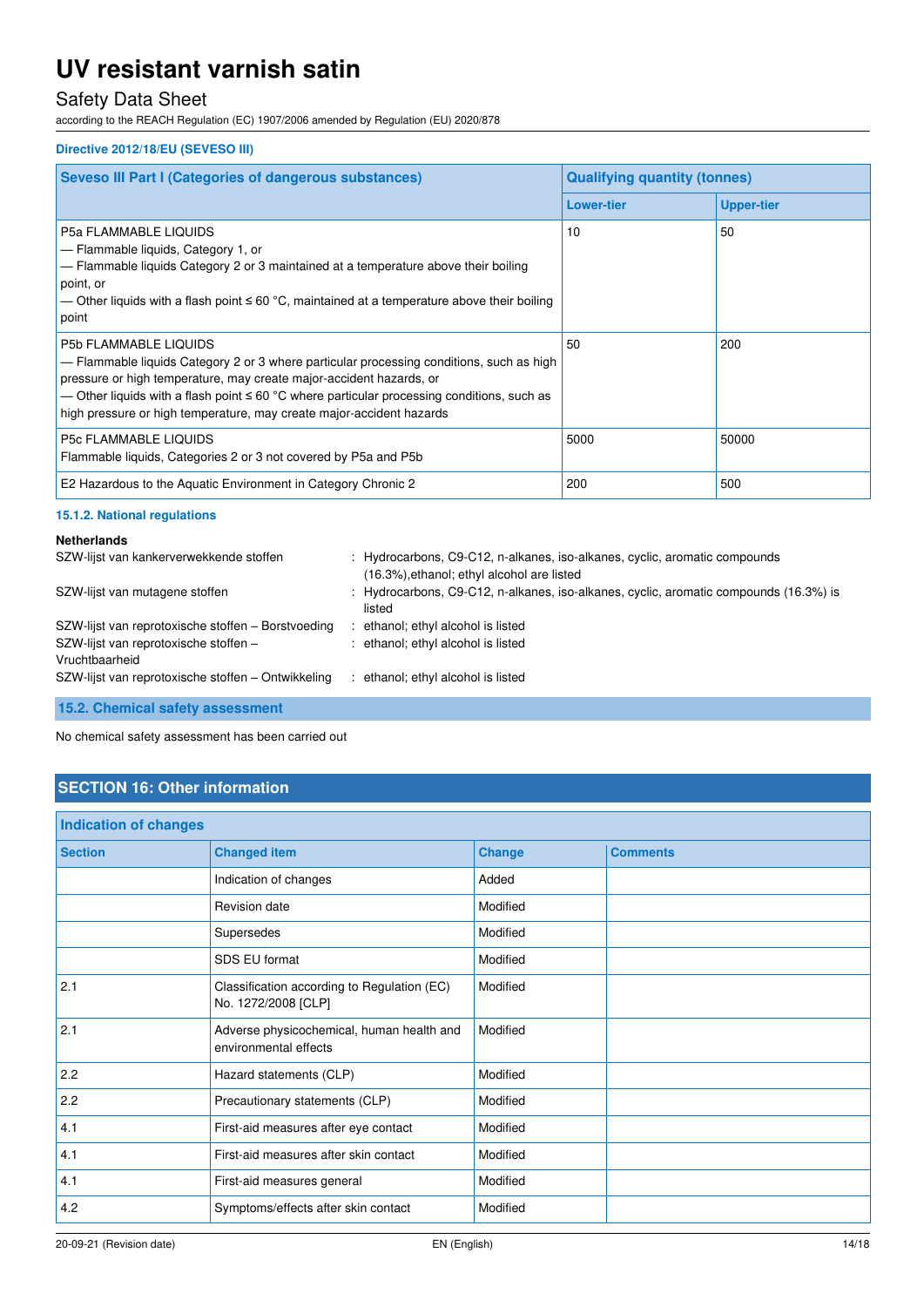### Directive 2012/18/EU (SEVESO III)

| Seveso III Part I (Categories of dangerous substances) | Qualifying quantity (tonnes) | |
|---|---|---|
| | Lower-tier | Upper-tier |
| P5a FLAMMABLE LIQUIDS<br>— Flammable liquids, Category 1, or<br>— Flammable liquids Category 2 or 3 maintained at a temperature above their boiling point, or<br>— Other liquids with a flash point ≤ 60 °C, maintained at a temperature above their boiling point | 10 | 50 |
| P5b FLAMMABLE LIQUIDS<br>— Flammable liquids Category 2 or 3 where particular processing conditions, such as high pressure or high temperature, may create major-accident hazards, or<br>— Other liquids with a flash point ≤ 60 °C where particular processing conditions, such as high pressure or high temperature, may create major-accident hazards | 50 | 200 |
| P5c FLAMMABLE LIQUIDS<br>Flammable liquids, Categories 2 or 3 not covered by P5a and P5b | 5000 | 50000 |
| E2 Hazardous to the Aquatic Environment in Category Chronic 2 | 200 | 500 |

### 15.1.2. National regulations

**Netherlands**

SZW-lijst van kankerverwekkende stoffen : Hydrocarbons, C9-C12, n-alkanes, iso-alkanes, cyclic, aromatic compounds (16.3%),ethanol; ethyl alcohol are listed

SZW-lijst van mutagene stoffen : Hydrocarbons, C9-C12, n-alkanes, iso-alkanes, cyclic, aromatic compounds (16.3%) is listed

SZW-lijst van reprotoxische stoffen – Borstvoeding : ethanol; ethyl alcohol is listed

SZW-lijst van reprotoxische stoffen – Vruchtbaarheid : ethanol; ethyl alcohol is listed

SZW-lijst van reprotoxische stoffen – Ontwikkeling : ethanol; ethyl alcohol is listed

## 15.2. Chemical safety assessment

No chemical safety assessment has been carried out

# SECTION 16: Other information

| Indication of changes | | | |
|---|---|---|---|
| **Section** | **Changed item** | **Change** | **Comments** |
| | Indication of changes | Added | |
| | Revision date | Modified | |
| | Supersedes | Modified | |
| | SDS EU format | Modified | |
| 2.1 | Classification according to Regulation (EC) No. 1272/2008 [CLP] | Modified | |
| 2.1 | Adverse physicochemical, human health and environmental effects | Modified | |
| 2.2 | Hazard statements (CLP) | Modified | |
| 2.2 | Precautionary statements (CLP) | Modified | |
| 4.1 | First-aid measures after eye contact | Modified | |
| 4.1 | First-aid measures after skin contact | Modified | |
| 4.1 | First-aid measures general | Modified | |
| 4.2 | Symptoms/effects after skin contact | Modified | |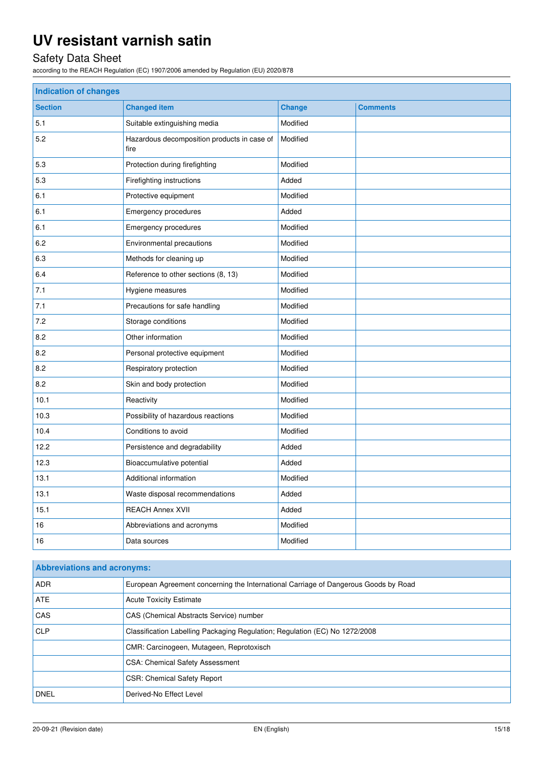| Indication of changes | | | |
|---|---|---|---|
| **Section** | **Changed item** | **Change** | **Comments** |
| 5.1 | Suitable extinguishing media | Modified | |
| 5.2 | Hazardous decomposition products in case of fire | Modified | |
| 5.3 | Protection during firefighting | Modified | |
| 5.3 | Firefighting instructions | Added | |
| 6.1 | Protective equipment | Modified | |
| 6.1 | Emergency procedures | Added | |
| 6.1 | Emergency procedures | Modified | |
| 6.2 | Environmental precautions | Modified | |
| 6.3 | Methods for cleaning up | Modified | |
| 6.4 | Reference to other sections (8, 13) | Modified | |
| 7.1 | Hygiene measures | Modified | |
| 7.1 | Precautions for safe handling | Modified | |
| 7.2 | Storage conditions | Modified | |
| 8.2 | Other information | Modified | |
| 8.2 | Personal protective equipment | Modified | |
| 8.2 | Respiratory protection | Modified | |
| 8.2 | Skin and body protection | Modified | |
| 10.1 | Reactivity | Modified | |
| 10.3 | Possibility of hazardous reactions | Modified | |
| 10.4 | Conditions to avoid | Modified | |
| 12.2 | Persistence and degradability | Added | |
| 12.3 | Bioaccumulative potential | Added | |
| 13.1 | Additional information | Modified | |
| 13.1 | Waste disposal recommendations | Added | |
| 15.1 | REACH Annex XVII | Added | |
| 16 | Abbreviations and acronyms | Modified | |
| 16 | Data sources | Modified | |

| Abbreviations and acronyms: | |
|---|---|
| ADR | European Agreement concerning the International Carriage of Dangerous Goods by Road |
| ATE | Acute Toxicity Estimate |
| CAS | CAS (Chemical Abstracts Service) number |
| CLP | Classification Labelling Packaging Regulation; Regulation (EC) No 1272/2008 |
| | CMR: Carcinogeen, Mutageen, Reprotoxisch |
| | CSA: Chemical Safety Assessment |
| | CSR: Chemical Safety Report |
| DNEL | Derived-No Effect Level |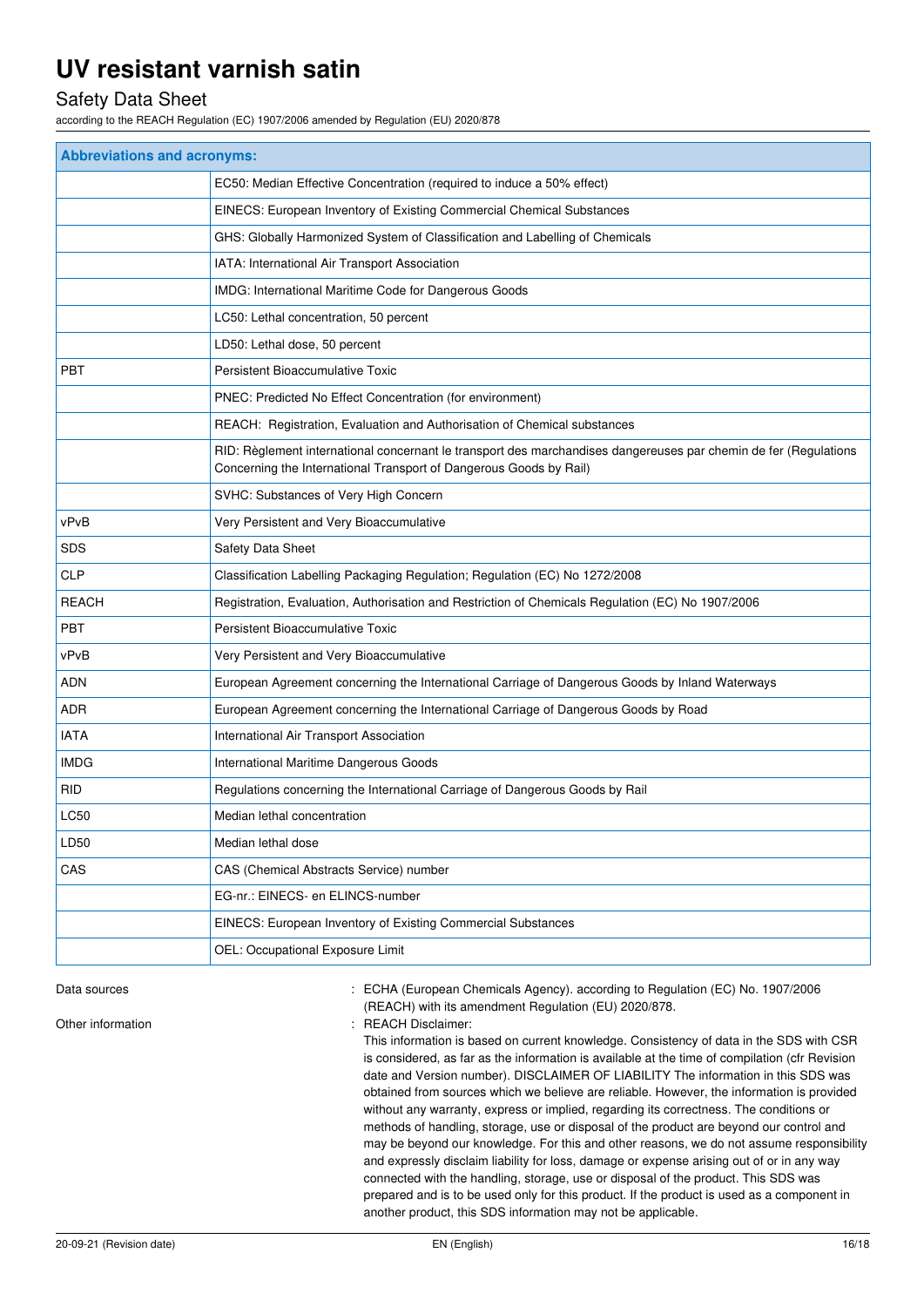| Abbreviations and acronyms: | |
|---|---|
| | EC50: Median Effective Concentration (required to induce a 50% effect) |
| | EINECS: European Inventory of Existing Commercial Chemical Substances |
| | GHS: Globally Harmonized System of Classification and Labelling of Chemicals |
| | IATA: International Air Transport Association |
| | IMDG: International Maritime Code for Dangerous Goods |
| | LC50: Lethal concentration, 50 percent |
| | LD50: Lethal dose, 50 percent |
| PBT | Persistent Bioaccumulative Toxic |
| | PNEC: Predicted No Effect Concentration (for environment) |
| | REACH: Registration, Evaluation and Authorisation of Chemical substances |
| | RID: Règlement international concernant le transport des marchandises dangereuses par chemin de fer (Regulations Concerning the International Transport of Dangerous Goods by Rail) |
| | SVHC: Substances of Very High Concern |
| vPvB | Very Persistent and Very Bioaccumulative |
| SDS | Safety Data Sheet |
| CLP | Classification Labelling Packaging Regulation; Regulation (EC) No 1272/2008 |
| REACH | Registration, Evaluation, Authorisation and Restriction of Chemicals Regulation (EC) No 1907/2006 |
| PBT | Persistent Bioaccumulative Toxic |
| vPvB | Very Persistent and Very Bioaccumulative |
| ADN | European Agreement concerning the International Carriage of Dangerous Goods by Inland Waterways |
| ADR | European Agreement concerning the International Carriage of Dangerous Goods by Road |
| IATA | International Air Transport Association |
| IMDG | International Maritime Dangerous Goods |
| RID | Regulations concerning the International Carriage of Dangerous Goods by Rail |
| LC50 | Median lethal concentration |
| LD50 | Median lethal dose |
| CAS | CAS (Chemical Abstracts Service) number |
| | EG-nr.: EINECS- en ELINCS-number |
| | EINECS: European Inventory of Existing Commercial Substances |
| | OEL: Occupational Exposure Limit |

Data sources : ECHA (European Chemicals Agency). according to Regulation (EC) No. 1907/2006 (REACH) with its amendment Regulation (EU) 2020/878.

Other information : REACH Disclaimer:
This information is based on current knowledge. Consistency of data in the SDS with CSR is considered, as far as the information is available at the time of compilation (cfr Revision date and Version number). DISCLAIMER OF LIABILITY The information in this SDS was obtained from sources which we believe are reliable. However, the information is provided without any warranty, express or implied, regarding its correctness. The conditions or methods of handling, storage, use or disposal of the product are beyond our control and may be beyond our knowledge. For this and other reasons, we do not assume responsibility and expressly disclaim liability for loss, damage or expense arising out of or in any way connected with the handling, storage, use or disposal of the product. This SDS was prepared and is to be used only for this product. If the product is used as a component in another product, this SDS information may not be applicable.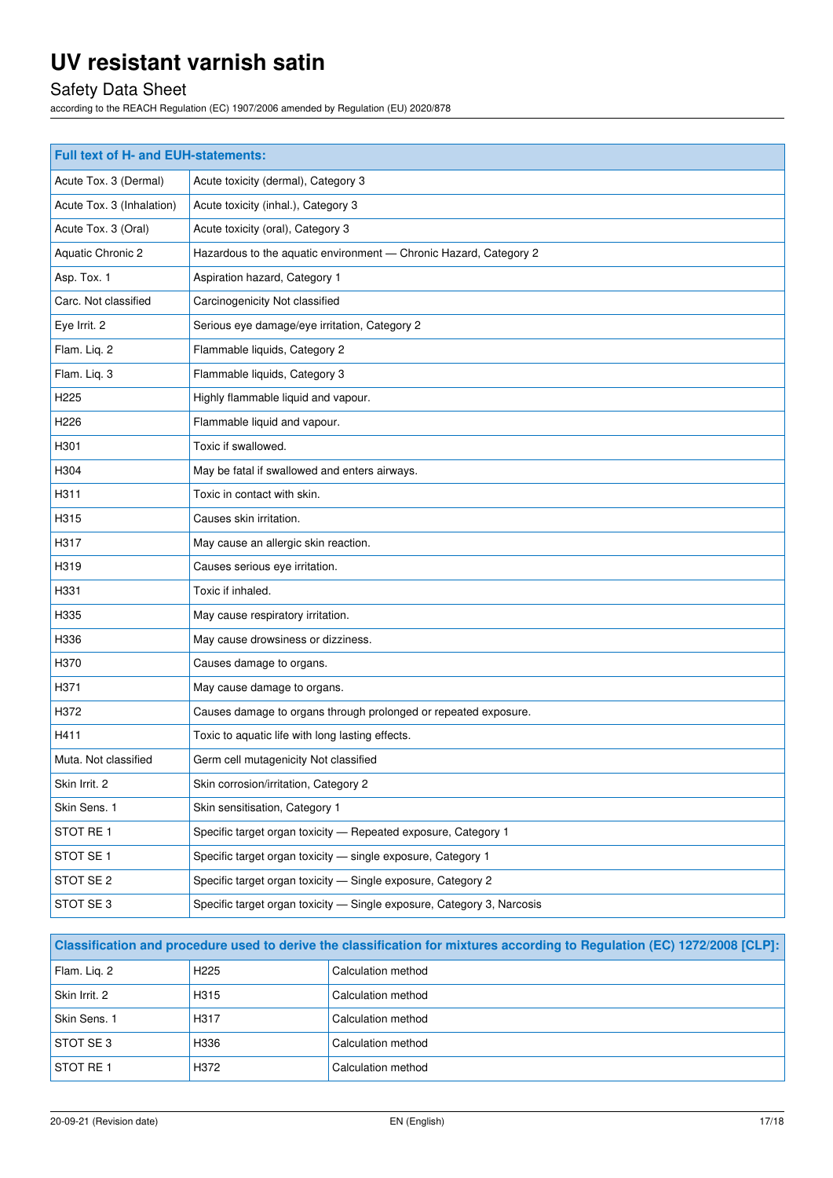| Full text of H- and EUH-statements: | |
|---|---|
| Acute Tox. 3 (Dermal) | Acute toxicity (dermal), Category 3 |
| Acute Tox. 3 (Inhalation) | Acute toxicity (inhal.), Category 3 |
| Acute Tox. 3 (Oral) | Acute toxicity (oral), Category 3 |
| Aquatic Chronic 2 | Hazardous to the aquatic environment — Chronic Hazard, Category 2 |
| Asp. Tox. 1 | Aspiration hazard, Category 1 |
| Carc. Not classified | Carcinogenicity Not classified |
| Eye Irrit. 2 | Serious eye damage/eye irritation, Category 2 |
| Flam. Liq. 2 | Flammable liquids, Category 2 |
| Flam. Liq. 3 | Flammable liquids, Category 3 |
| H225 | Highly flammable liquid and vapour. |
| H226 | Flammable liquid and vapour. |
| H301 | Toxic if swallowed. |
| H304 | May be fatal if swallowed and enters airways. |
| H311 | Toxic in contact with skin. |
| H315 | Causes skin irritation. |
| H317 | May cause an allergic skin reaction. |
| H319 | Causes serious eye irritation. |
| H331 | Toxic if inhaled. |
| H335 | May cause respiratory irritation. |
| H336 | May cause drowsiness or dizziness. |
| H370 | Causes damage to organs. |
| H371 | May cause damage to organs. |
| H372 | Causes damage to organs through prolonged or repeated exposure. |
| H411 | Toxic to aquatic life with long lasting effects. |
| Muta. Not classified | Germ cell mutagenicity Not classified |
| Skin Irrit. 2 | Skin corrosion/irritation, Category 2 |
| Skin Sens. 1 | Skin sensitisation, Category 1 |
| STOT RE 1 | Specific target organ toxicity — Repeated exposure, Category 1 |
| STOT SE 1 | Specific target organ toxicity — single exposure, Category 1 |
| STOT SE 2 | Specific target organ toxicity — Single exposure, Category 2 |
| STOT SE 3 | Specific target organ toxicity — Single exposure, Category 3, Narcosis |

| Classification and procedure used to derive the classification for mixtures according to Regulation (EC) 1272/2008 [CLP]: | | |
|---|---|---|
| Flam. Liq. 2 | H225 | Calculation method |
| Skin Irrit. 2 | H315 | Calculation method |
| Skin Sens. 1 | H317 | Calculation method |
| STOT SE 3 | H336 | Calculation method |
| STOT RE 1 | H372 | Calculation method |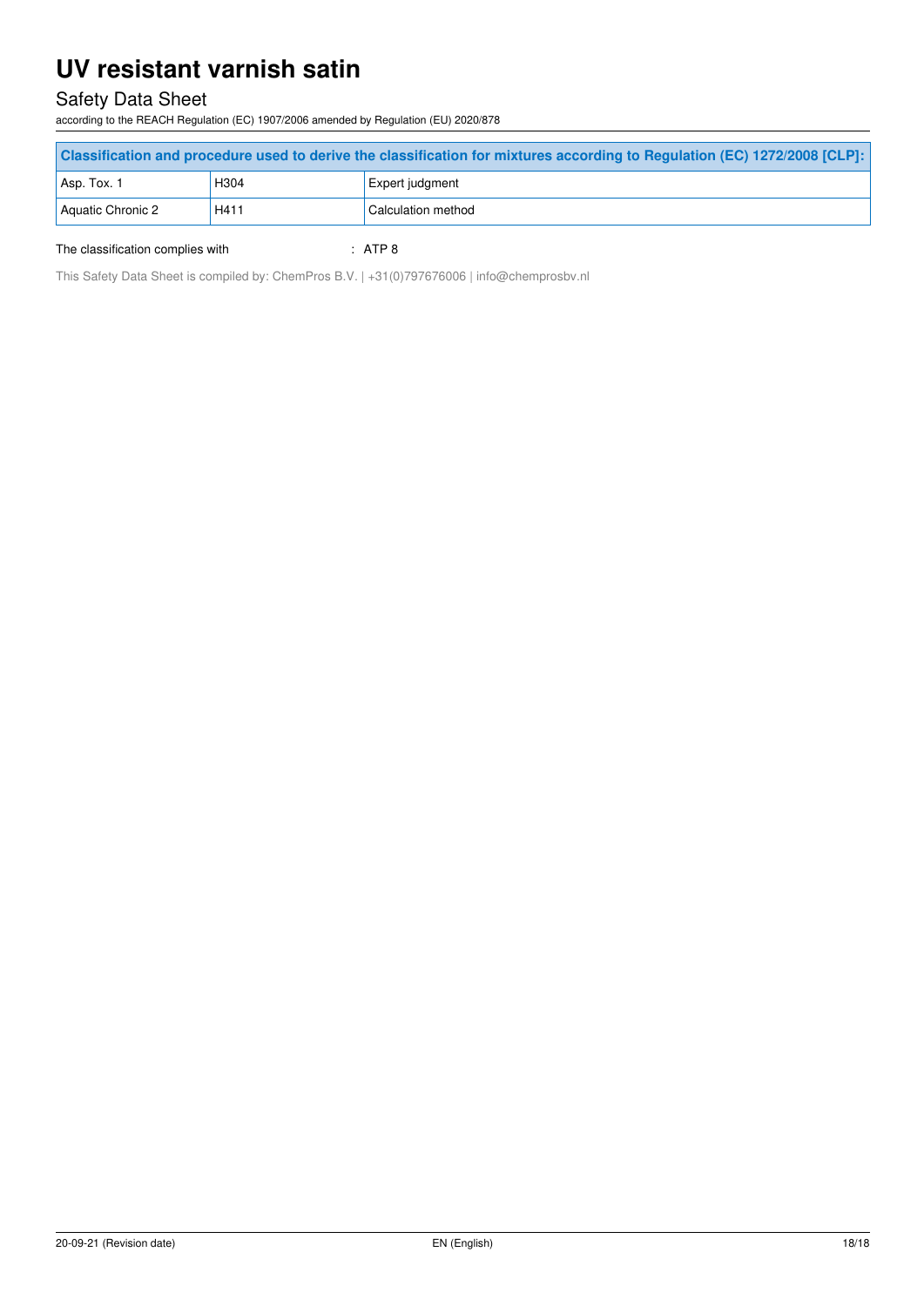| Classification and procedure used to derive the classification for mixtures according to Regulation (EC) 1272/2008 [CLP]: | | |
|---|---|---|
| Asp. Tox. 1 | H304 | Expert judgment |
| Aquatic Chronic 2 | H411 | Calculation method |

The classification complies with : ATP 8

This Safety Data Sheet is compiled by: ChemPros B.V. | +31(0)797676006 | info@chemprosbv.nl